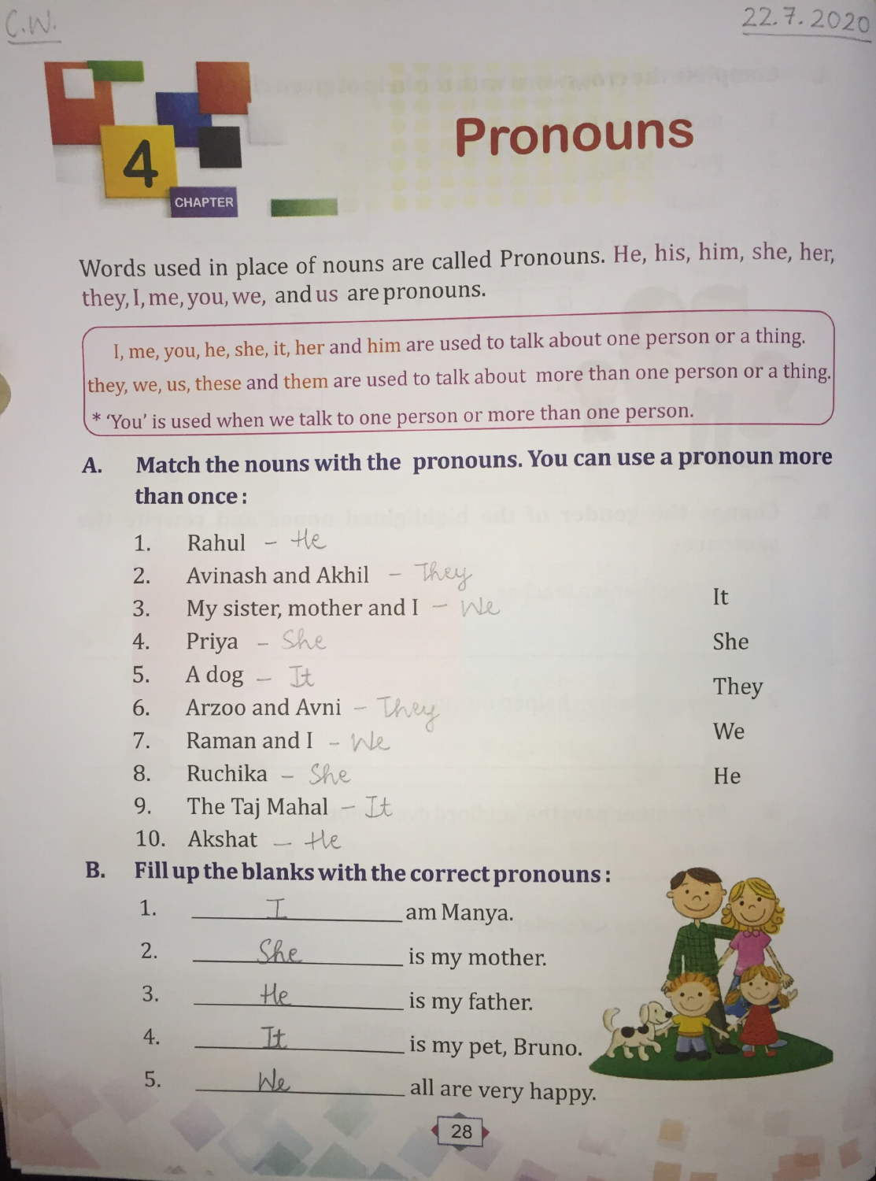C.W. 22.7.2020

# 4 CHAPTER

# Pronouns

Words used in place of nouns are called Pronouns. He, his, him, she, her, they, I, me, you, we, and us are pronouns.

> I, me, you, he, she, it, her and him are used to talk about one person or a thing.
> they, we, us, these and them are used to talk about more than one person or a thing.
> * 'You' is used when we talk to one person or more than one person.

**A. Match the nouns with the pronouns. You can use a pronoun more than once :**

1. Rahul – He
2. Avinash and Akhil – They
3. My sister, mother and I – We
4. Priya – She
5. A dog – It
6. Arzoo and Avni – They
7. Raman and I – We
8. Ruchika – She
9. The Taj Mahal – It
10. Akshat – He

It
She
They
We
He

**B. Fill up the blanks with the correct pronouns :**

1. ____I____ am Manya.
2. ____She____ is my mother.
3. ____He____ is my father.
4. ____It____ is my pet, Bruno.
5. ____We____ all are very happy.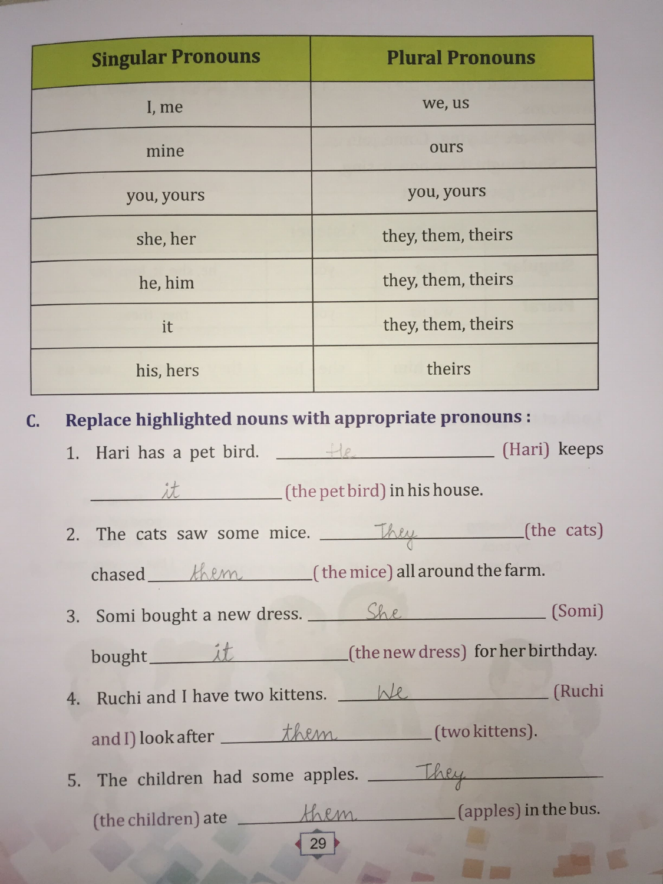| Singular Pronouns | Plural Pronouns |
|---|---|
| I, me | we, us |
| mine | ours |
| you, yours | you, yours |
| she, her | they, them, theirs |
| he, him | they, them, theirs |
| it | they, them, theirs |
| his, hers | theirs |

**C. Replace highlighted nouns with appropriate pronouns :**

1. Hari has a pet bird. ____He____ (Hari) keeps ____it____ (the pet bird) in his house.

2. The cats saw some mice. ____They____ (the cats) chased ____them____ (the mice) all around the farm.

3. Somi bought a new dress. ____She____ (Somi) bought ____it____ (the new dress) for her birthday.

4. Ruchi and I have two kittens. ____We____ (Ruchi and I) look after ____them____ (two kittens).

5. The children had some apples. ____They____ (the children) ate ____them____ (apples) in the bus.